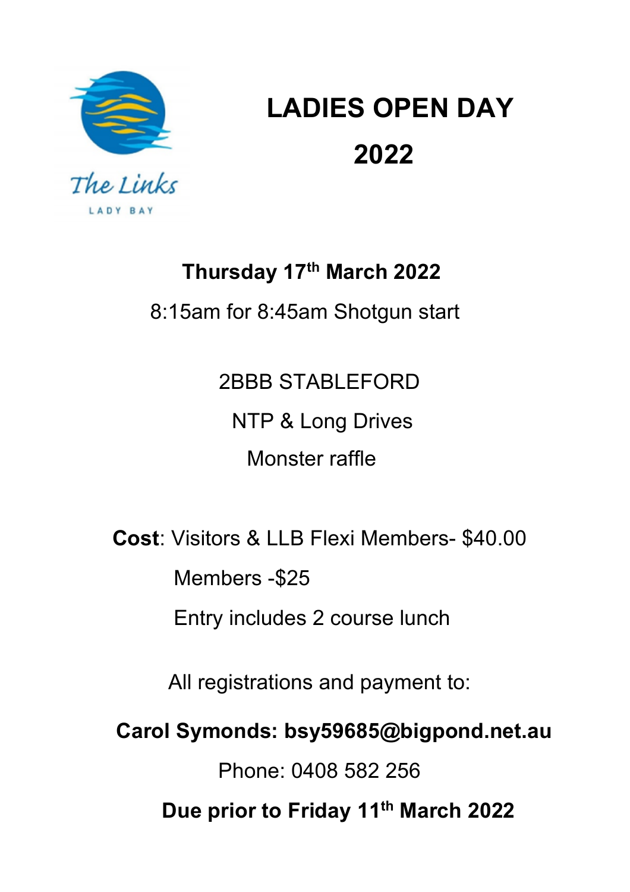The Links

LADY BAY

# LADIES OPEN DAY 2022

**Thursday 17th March 2022**

8:15am for 8:45am Shotgun start

2BBB STABLEFORD

NTP & Long Drives

Monster raffle

**Cost**: Visitors & LLB Flexi Members- $40.00

Members -$25

Entry includes 2 course lunch

All registrations and payment to:

**Carol Symonds: bsy59685@bigpond.net.au**

Phone: 0408 582 256

**Due prior to Friday 11th March 2022**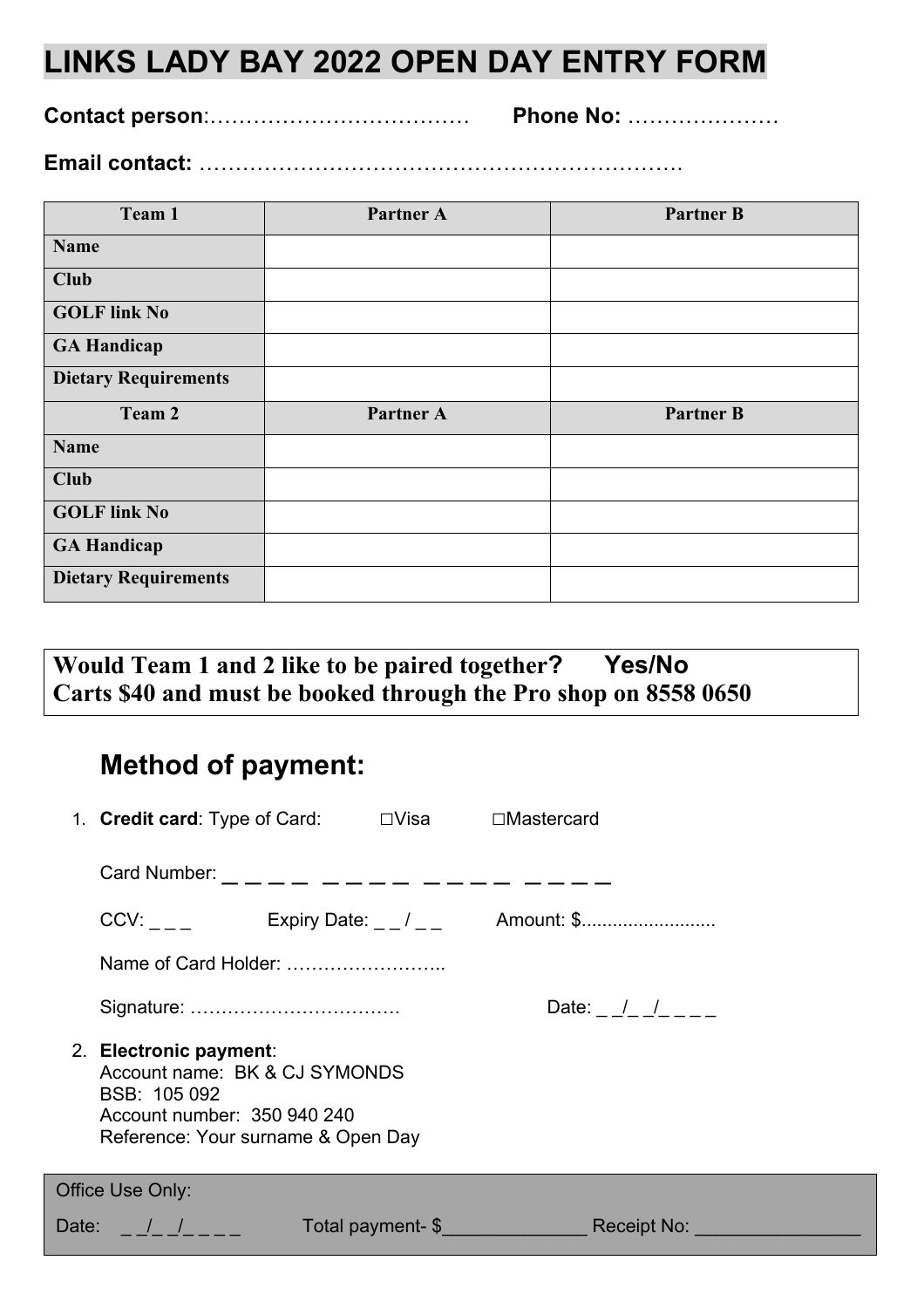# LINKS LADY BAY 2022 OPEN DAY ENTRY FORM

**Contact person**:……………………………… **Phone No:** …………………

**Email contact:** …………………………………………………………

| Team 1 | Partner A | Partner B |
|---|---|---|
| **Name** | | |
| **Club** | | |
| **GOLF link No** | | |
| **GA Handicap** | | |
| **Dietary Requirements** | | |
| **Team 2** | **Partner A** | **Partner B** |
| **Name** | | |
| **Club** | | |
| **GOLF link No** | | |
| **GA Handicap** | | |
| **Dietary Requirements** | | |

**Would Team 1 and 2 like to be paired together? Yes/No**
**Carts $40 and must be booked through the Pro shop on 8558 0650**

## Method of payment:

1. **Credit card**: Type of Card: ☐Visa ☐Mastercard

   Card Number: _ _ _ _ _ _ _ _ _ _ _ _ _ _ _ _

   CCV: _ _ _ Expiry Date: _ _ / _ _ Amount: $.........................

   Name of Card Holder: ……………………..

   Signature: ……………………………. Date: _ _/_ _/_ _ _ _

2. **Electronic payment**:
   Account name: BK & CJ SYMONDS
   BSB: 105 092
   Account number: 350 940 240
   Reference: Your surname & Open Day

Office Use Only:

Date: _ _/_ _/_ _ _ _ Total payment- $______________ Receipt No: ________________